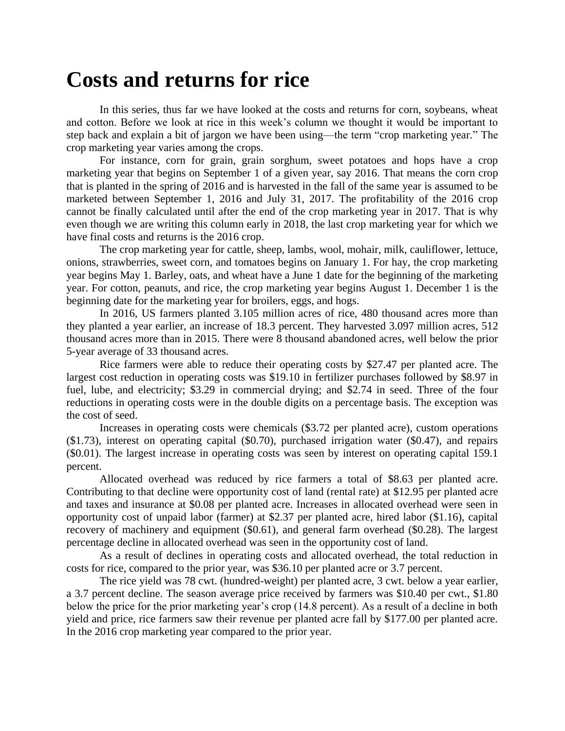# Costs and returns for rice

In this series, thus far we have looked at the costs and returns for corn, soybeans, wheat and cotton. Before we look at rice in this week's column we thought it would be important to step back and explain a bit of jargon we have been using—the term "crop marketing year." The crop marketing year varies among the crops.

For instance, corn for grain, grain sorghum, sweet potatoes and hops have a crop marketing year that begins on September 1 of a given year, say 2016. That means the corn crop that is planted in the spring of 2016 and is harvested in the fall of the same year is assumed to be marketed between September 1, 2016 and July 31, 2017. The profitability of the 2016 crop cannot be finally calculated until after the end of the crop marketing year in 2017. That is why even though we are writing this column early in 2018, the last crop marketing year for which we have final costs and returns is the 2016 crop.

The crop marketing year for cattle, sheep, lambs, wool, mohair, milk, cauliflower, lettuce, onions, strawberries, sweet corn, and tomatoes begins on January 1. For hay, the crop marketing year begins May 1. Barley, oats, and wheat have a June 1 date for the beginning of the marketing year. For cotton, peanuts, and rice, the crop marketing year begins August 1. December 1 is the beginning date for the marketing year for broilers, eggs, and hogs.

In 2016, US farmers planted 3.105 million acres of rice, 480 thousand acres more than they planted a year earlier, an increase of 18.3 percent. They harvested 3.097 million acres, 512 thousand acres more than in 2015. There were 8 thousand abandoned acres, well below the prior 5-year average of 33 thousand acres.

Rice farmers were able to reduce their operating costs by $27.47 per planted acre. The largest cost reduction in operating costs was $19.10 in fertilizer purchases followed by $8.97 in fuel, lube, and electricity; $3.29 in commercial drying; and $2.74 in seed. Three of the four reductions in operating costs were in the double digits on a percentage basis. The exception was the cost of seed.

Increases in operating costs were chemicals ($3.72 per planted acre), custom operations ($1.73), interest on operating capital ($0.70), purchased irrigation water ($0.47), and repairs ($0.01). The largest increase in operating costs was seen by interest on operating capital 159.1 percent.

Allocated overhead was reduced by rice farmers a total of $8.63 per planted acre. Contributing to that decline were opportunity cost of land (rental rate) at $12.95 per planted acre and taxes and insurance at $0.08 per planted acre. Increases in allocated overhead were seen in opportunity cost of unpaid labor (farmer) at $2.37 per planted acre, hired labor ($1.16), capital recovery of machinery and equipment ($0.61), and general farm overhead ($0.28). The largest percentage decline in allocated overhead was seen in the opportunity cost of land.

As a result of declines in operating costs and allocated overhead, the total reduction in costs for rice, compared to the prior year, was $36.10 per planted acre or 3.7 percent.

The rice yield was 78 cwt. (hundred-weight) per planted acre, 3 cwt. below a year earlier, a 3.7 percent decline. The season average price received by farmers was $10.40 per cwt., $1.80 below the price for the prior marketing year's crop (14.8 percent). As a result of a decline in both yield and price, rice farmers saw their revenue per planted acre fall by $177.00 per planted acre. In the 2016 crop marketing year compared to the prior year.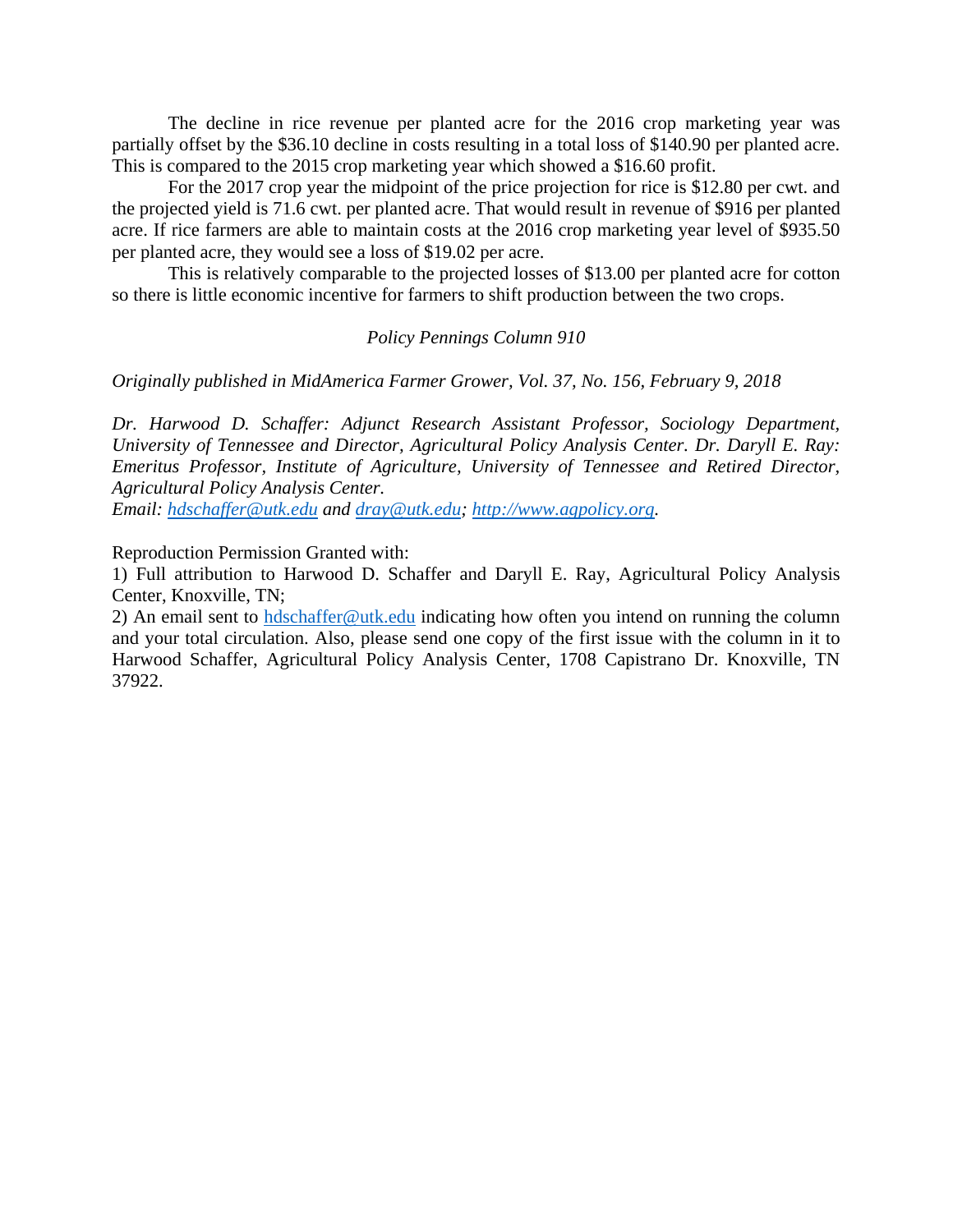The decline in rice revenue per planted acre for the 2016 crop marketing year was partially offset by the $36.10 decline in costs resulting in a total loss of $140.90 per planted acre. This is compared to the 2015 crop marketing year which showed a $16.60 profit.

For the 2017 crop year the midpoint of the price projection for rice is $12.80 per cwt. and the projected yield is 71.6 cwt. per planted acre. That would result in revenue of $916 per planted acre. If rice farmers are able to maintain costs at the 2016 crop marketing year level of $935.50 per planted acre, they would see a loss of $19.02 per acre.

This is relatively comparable to the projected losses of $13.00 per planted acre for cotton so there is little economic incentive for farmers to shift production between the two crops.

*Policy Pennings Column 910*

*Originally published in MidAmerica Farmer Grower, Vol. 37, No. 156, February 9, 2018*

*Dr. Harwood D. Schaffer: Adjunct Research Assistant Professor, Sociology Department, University of Tennessee and Director, Agricultural Policy Analysis Center. Dr. Daryll E. Ray: Emeritus Professor, Institute of Agriculture, University of Tennessee and Retired Director, Agricultural Policy Analysis Center.*
*Email: hdschaffer@utk.edu and dray@utk.edu; http://www.agpolicy.org.*

Reproduction Permission Granted with:
1) Full attribution to Harwood D. Schaffer and Daryll E. Ray, Agricultural Policy Analysis Center, Knoxville, TN;
2) An email sent to hdschaffer@utk.edu indicating how often you intend on running the column and your total circulation. Also, please send one copy of the first issue with the column in it to Harwood Schaffer, Agricultural Policy Analysis Center, 1708 Capistrano Dr. Knoxville, TN 37922.